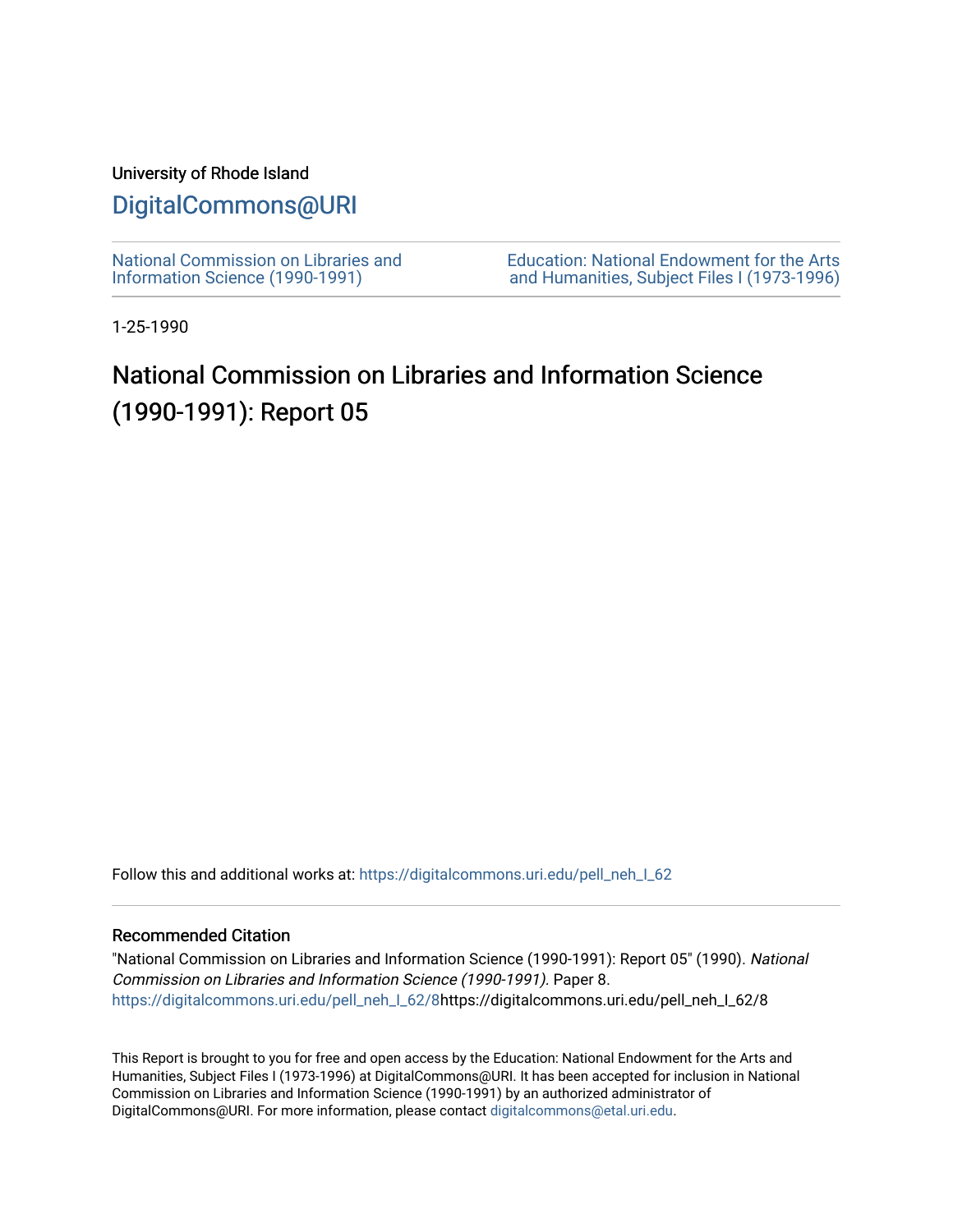University of Rhode Island

# DigitalCommons@URI

National Commission on Libraries and Information Science (1990-1991)

Education: National Endowment for the Arts and Humanities, Subject Files I (1973-1996)

1-25-1990

# National Commission on Libraries and Information Science (1990-1991): Report 05

Follow this and additional works at: https://digitalcommons.uri.edu/pell_neh_I_62

## Recommended Citation

"National Commission on Libraries and Information Science (1990-1991): Report 05" (1990). *National Commission on Libraries and Information Science (1990-1991).* Paper 8.
https://digitalcommons.uri.edu/pell_neh_I_62/8https://digitalcommons.uri.edu/pell_neh_I_62/8

This Report is brought to you for free and open access by the Education: National Endowment for the Arts and Humanities, Subject Files I (1973-1996) at DigitalCommons@URI. It has been accepted for inclusion in National Commission on Libraries and Information Science (1990-1991) by an authorized administrator of DigitalCommons@URI. For more information, please contact digitalcommons@etal.uri.edu.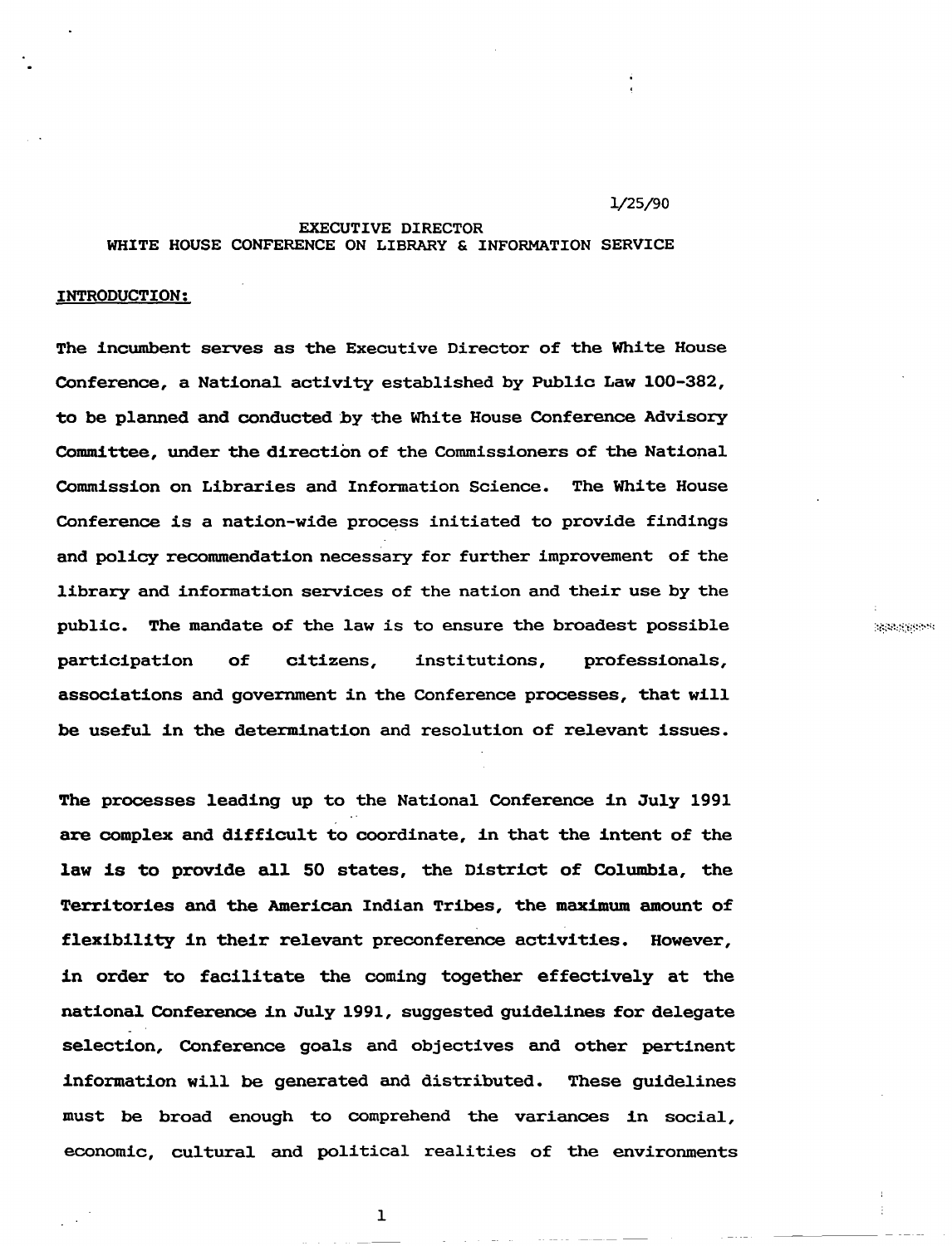1/25/90

EXECUTIVE DIRECTOR
WHITE HOUSE CONFERENCE ON LIBRARY & INFORMATION SERVICE

## INTRODUCTION:

The incumbent serves as the Executive Director of the White House Conference, a National activity established by Public Law 100-382, to be planned and conducted by the White House Conference Advisory Committee, under the direction of the Commissioners of the National Commission on Libraries and Information Science. The White House Conference is a nation-wide process initiated to provide findings and policy recommendation necessary for further improvement of the library and information services of the nation and their use by the public. The mandate of the law is to ensure the broadest possible participation of citizens, institutions, professionals, associations and government in the Conference processes, that will be useful in the determination and resolution of relevant issues.

The processes leading up to the National Conference in July 1991 are complex and difficult to coordinate, in that the intent of the law is to provide all 50 states, the District of Columbia, the Territories and the American Indian Tribes, the maximum amount of flexibility in their relevant preconference activities. However, in order to facilitate the coming together effectively at the national Conference in July 1991, suggested guidelines for delegate selection, Conference goals and objectives and other pertinent information will be generated and distributed. These guidelines must be broad enough to comprehend the variances in social, economic, cultural and political realities of the environments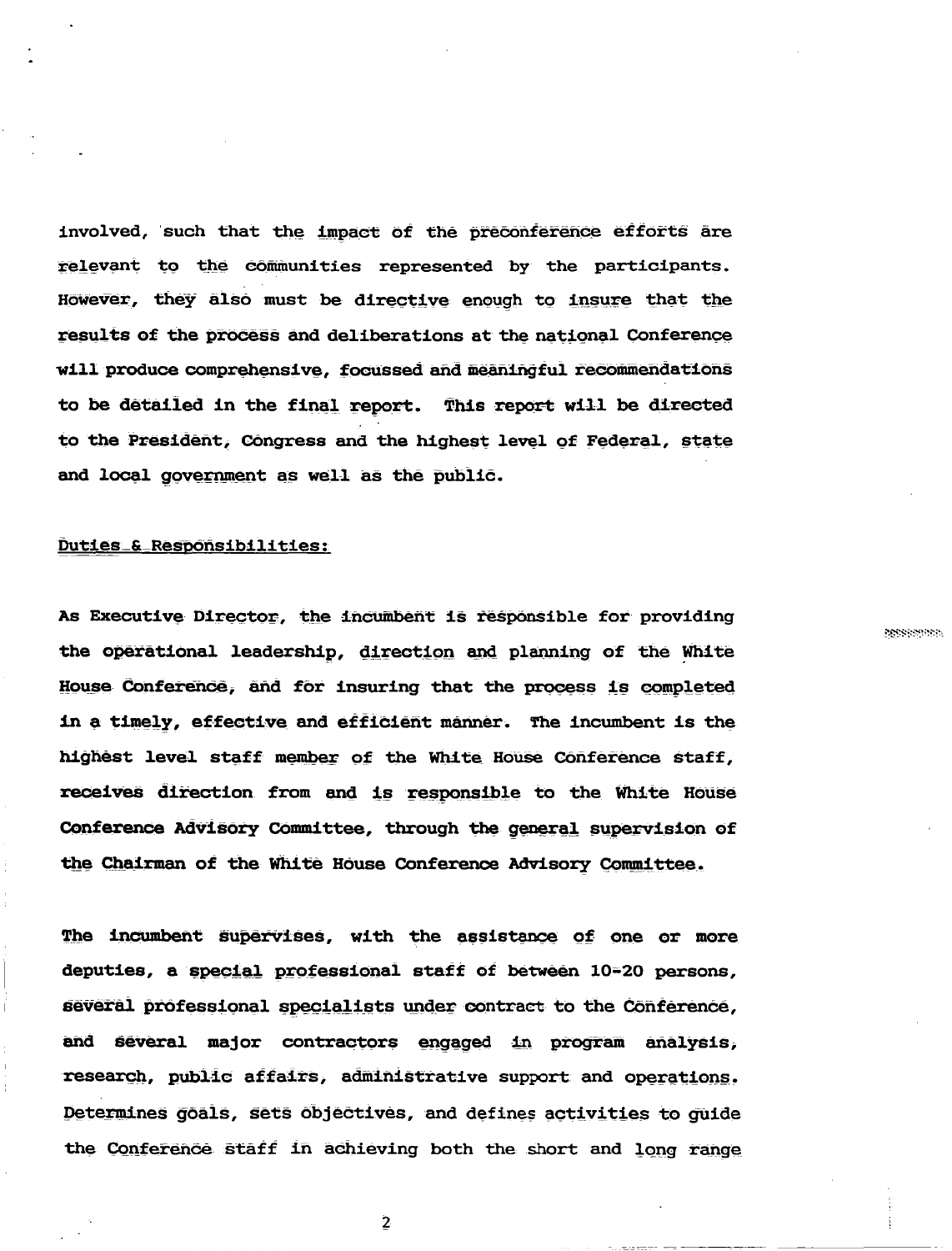involved, such that the impact of the preconference efforts are relevant to the communities represented by the participants. However, they also must be directive enough to insure that the results of the process and deliberations at the national Conference will produce comprehensive, focussed and meaningful recommendations to be detailed in the final report. This report will be directed to the President, Congress and the highest level of Federal, state and local government as well as the public.

<u>Duties & Responsibilities:</u>

As Executive Director, the incumbent is responsible for providing the operational leadership, direction and planning of the White House Conference, and for insuring that the process is completed in a timely, effective and efficient manner. The incumbent is the highest level staff member of the White House Conference staff, receives direction from and is responsible to the White House Conference Advisory Committee, through the general supervision of the Chairman of the White House Conference Advisory Committee.

The incumbent supervises, with the assistance of one or more deputies, a special professional staff of between 10-20 persons, several professional specialists under contract to the Conference, and several major contractors engaged in program analysis, research, public affairs, administrative support and operations. Determines goals, sets objectives, and defines activities to guide the Conference staff in achieving both the short and long range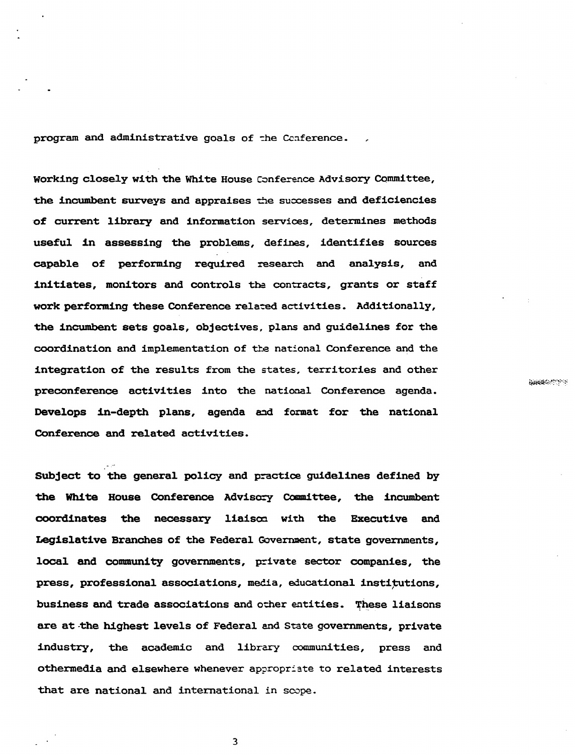program and administrative goals of the Conference.

Working closely with the White House Conference Advisory Committee, the incumbent surveys and appraises the successes and deficiencies of current library and information services, determines methods useful in assessing the problems, defines, identifies sources capable of performing required research and analysis, and initiates, monitors and controls the contracts, grants or staff work performing these Conference related activities. Additionally, the incumbent sets goals, objectives, plans and guidelines for the coordination and implementation of the national Conference and the integration of the results from the states, territories and other preconference activities into the national Conference agenda. Develops in-depth plans, agenda and format for the national Conference and related activities.

Subject to the general policy and practice guidelines defined by the White House Conference Advisory Committee, the incumbent coordinates the necessary liaison with the Executive and Legislative Branches of the Federal Government, state governments, local and community governments, private sector companies, the press, professional associations, media, educational institutions, business and trade associations and other entities. These liaisons are at the highest levels of Federal and State governments, private industry, the academic and library communities, press and othermedia and elsewhere whenever appropriate to related interests that are national and international in scope.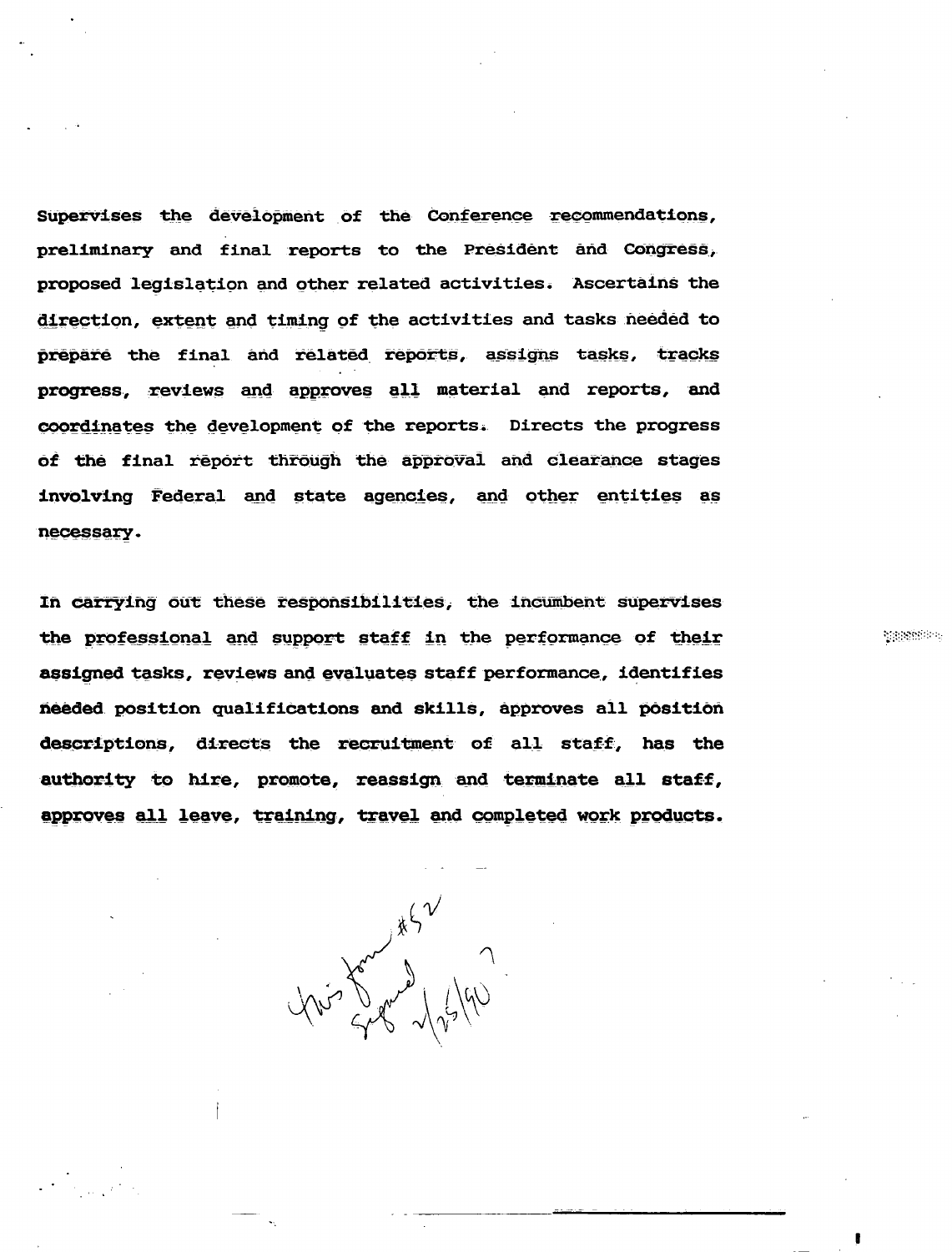Supervises the development of the Conference recommendations, preliminary and final reports to the President and Congress, proposed legislation and other related activities. Ascertains the direction, extent and timing of the activities and tasks needed to prepare the final and related reports, assigns tasks, tracks progress, reviews and approves all material and reports, and coordinates the development of the reports. Directs the progress of the final report through the approval and clearance stages involving Federal and state agencies, and other entities as necessary.

In carrying out these responsibilities, the incumbent supervises the professional and support staff in the performance of their assigned tasks, reviews and evaluates staff performance, identifies needed position qualifications and skills, approves all position descriptions, directs the recruitment of all staff, has the authority to hire, promote, reassign and terminate all staff, approves all leave, training, travel and completed work products.

This form #52 signed 2/25/90